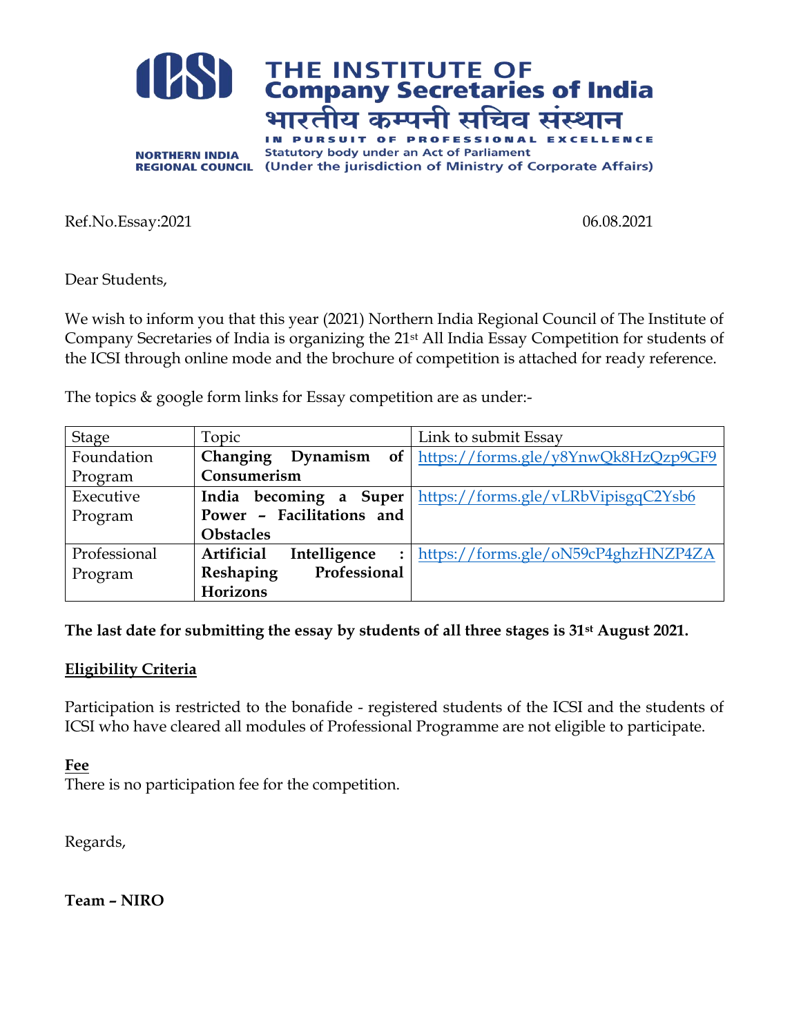THE INSTITUTE OF
Company Secretaries of India
भारतीय कम्पनी सचिव संस्थान
IN PURSUIT OF PROFESSIONAL EXCELLENCE
Statutory body under an Act of Parliament
(Under the jurisdiction of Ministry of Corporate Affairs)

NORTHERN INDIA
REGIONAL COUNCIL

Ref.No.Essay:2021 06.08.2021

Dear Students,

We wish to inform you that this year (2021) Northern India Regional Council of The Institute of Company Secretaries of India is organizing the 21st All India Essay Competition for students of the ICSI through online mode and the brochure of competition is attached for ready reference.

The topics & google form links for Essay competition are as under:-

| Stage | Topic | Link to submit Essay |
|---|---|---|
| Foundation Program | **Changing Dynamism of Consumerism** | https://forms.gle/y8YnwQk8HzQzp9GF9 |
| Executive Program | **India becoming a Super Power – Facilitations and Obstacles** | https://forms.gle/vLRbVipisgqC2Ysb6 |
| Professional Program | **Artificial Intelligence : Reshaping Professional Horizons** | https://forms.gle/oN59cP4ghzHNZP4ZA |

**The last date for submitting the essay by students of all three stages is 31st August 2021.**

**Eligibility Criteria**

Participation is restricted to the bonafide - registered students of the ICSI and the students of ICSI who have cleared all modules of Professional Programme are not eligible to participate.

**Fee**

There is no participation fee for the competition.

Regards,

**Team – NIRO**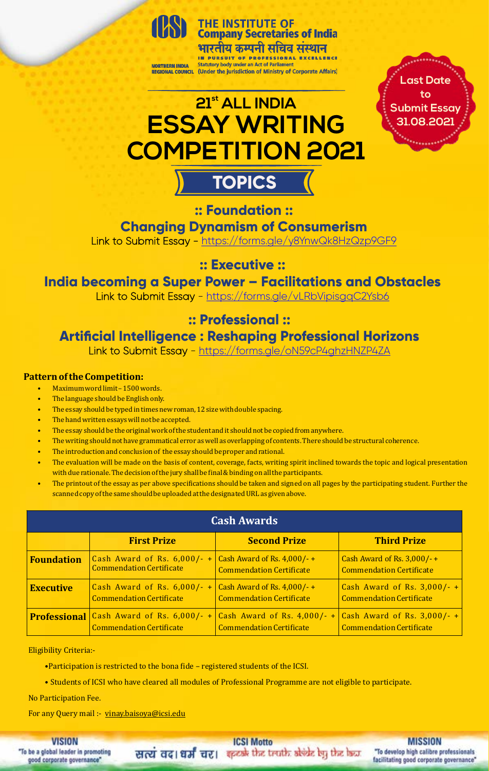THE INSTITUTE OF
Company Secretaries of India
भारतीय कम्पनी सचिव संस्थान
IN PURSUIT OF PROFESSIONAL EXCELLENCE
Statutory body under an Act of Parliament
(Under the jurisdiction of Ministry of Corporate Affairs)

NORTHERN INDIA REGIONAL COUNCIL

Last Date to Submit Essay 31.08.2021

# 21st ALL INDIA ESSAY WRITING COMPETITION 2021

## TOPICS

### :: Foundation ::

### Changing Dynamism of Consumerism

Link to Submit Essay - https://forms.gle/y8YnwQk8HzQzp9GF9

### :: Executive ::

### India becoming a Super Power – Facilitations and Obstacles

Link to Submit Essay - https://forms.gle/vLRbVipisgqC2Ysb6

### :: Professional ::

### Artificial Intelligence : Reshaping Professional Horizons

Link to Submit Essay - https://forms.gle/oN59cP4ghzHNZP4ZA

**Pattern of the Competition:**

- Maximum word limit – 1500 words.
- The language should be English only.
- The essay should be typed in times new roman, 12 size with double spacing.
- The hand written essays will not be accepted.
- The essay should be the original work of the student and it should not be copied from anywhere.
- The writing should not have grammatical error as well as overlapping of contents. There should be structural coherence.
- The introduction and conclusion of the essay should be proper and rational.
- The evaluation will be made on the basis of content, coverage, facts, writing spirit inclined towards the topic and logical presentation with due rationale. The decision of the jury shall be final & binding on all the participants.
- The printout of the essay as per above specifications should be taken and signed on all pages by the participating student. Further the scanned copy of the same should be uploaded at the designated URL as given above.

| Cash Awards | | | |
|---|---|---|---|
| | **First Prize** | **Second Prize** | **Third Prize** |
| **Foundation** | Cash Award of Rs. 6,000/- + Commendation Certificate | Cash Award of Rs. 4,000/- + Commendation Certificate | Cash Award of Rs. 3,000/- + Commendation Certificate |
| **Executive** | Cash Award of Rs. 6,000/- + Commendation Certificate | Cash Award of Rs. 4,000/- + Commendation Certificate | Cash Award of Rs. 3,000/- + Commendation Certificate |
| **Professional** | Cash Award of Rs. 6,000/- + Commendation Certificate | Cash Award of Rs. 4,000/- + Commendation Certificate | Cash Award of Rs. 3,000/- + Commendation Certificate |

Eligibility Criteria:-

- Participation is restricted to the bona fide – registered students of the ICSI.
- Students of ICSI who have cleared all modules of Professional Programme are not eligible to participate.

No Participation Fee.

For any Query mail :- vinay.baisoya@icsi.edu

**VISION**
"To be a global leader in promoting good corporate governance"

**ICSI Motto**
सत्यं वद। धर्मं चर। speak the truth. abide by the law.

**MISSION**
"To develop high calibre professionals facilitating good corporate governance"